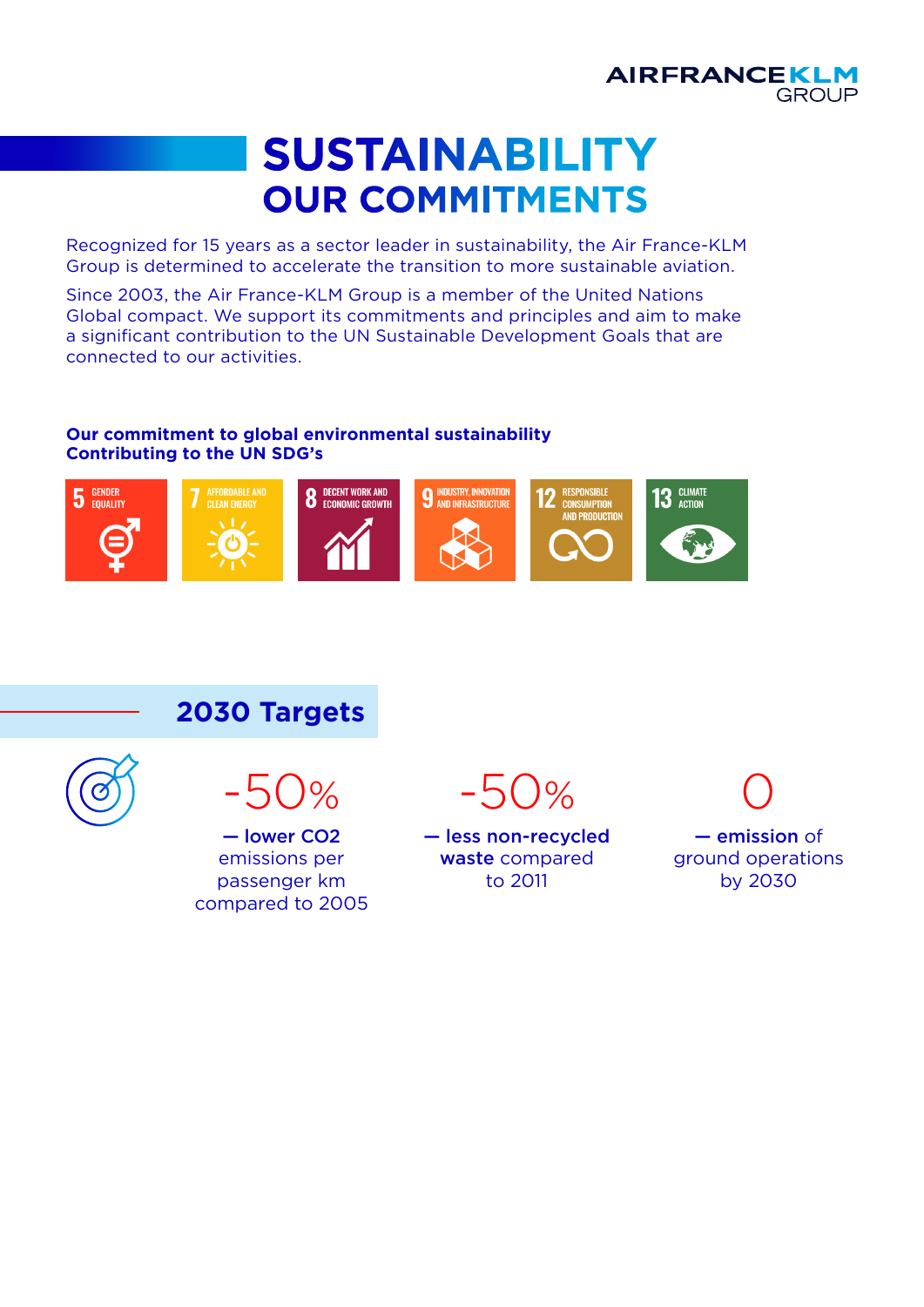# SUSTAINABILITY

## OUR COMMITMENTS

Recognized for 15 years as a sector leader in sustainability, the Air France-KLM Group is determined to accelerate the transition to more sustainable aviation.

Since 2003, the Air France-KLM Group is a member of the United Nations Global compact. We support its commitments and principles and aim to make a significant contribution to the UN Sustainable Development Goals that are connected to our activities.

**Our commitment to global environmental sustainability**
**Contributing to the UN SDG's**

- 5 GENDER EQUALITY
- 7 AFFORDABLE AND CLEAN ENERGY
- 8 DECENT WORK AND ECONOMIC GROWTH
- 9 INDUSTRY, INNOVATION AND INFRASTRUCTURE
- 12 RESPONSIBLE CONSUMPTION AND PRODUCTION
- 13 CLIMATE ACTION

## 2030 Targets

-50%

**— lower $CO_2$** emissions per passenger km compared to 2005

-50%

**— less non-recycled waste** compared to 2011

0

**— emission** of ground operations by 2030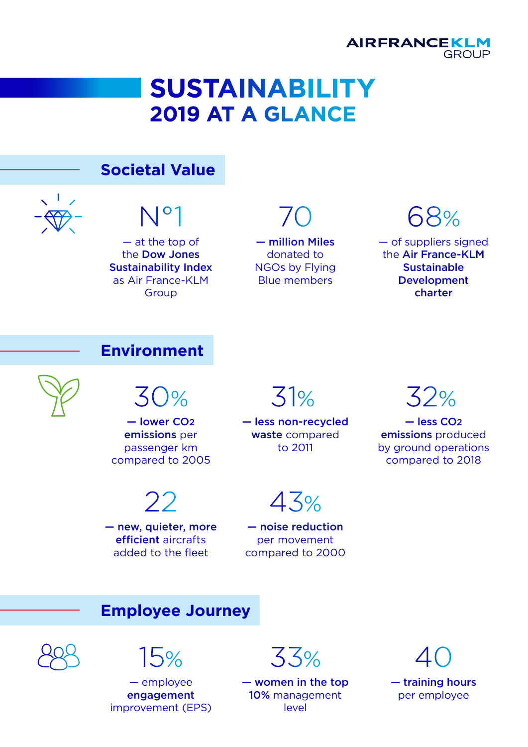AIRFRANCE KLM GROUP

# SUSTAINABILITY
## 2019 AT A GLANCE

### Societal Value

**N°1**
— at the top of the **Dow Jones Sustainability Index** as Air France-KLM Group

**70**
**— million Miles** donated to NGOs by Flying Blue members

**68%**
— of suppliers signed the **Air France-KLM Sustainable Development charter**

### Environment

**30%**
**— lower $CO_2$ emissions** per passenger km compared to 2005

**31%**
**— less non-recycled waste** compared to 2011

**32%**
**— less $CO_2$ emissions** produced by ground operations compared to 2018

**22**
**— new, quieter, more efficient** aircrafts added to the fleet

**43%**
**— noise reduction** per movement compared to 2000

### Employee Journey

**15%**
— employee **engagement** improvement (EPS)

**33%**
**— women in the top 10%** management level

**40**
**— training hours** per employee